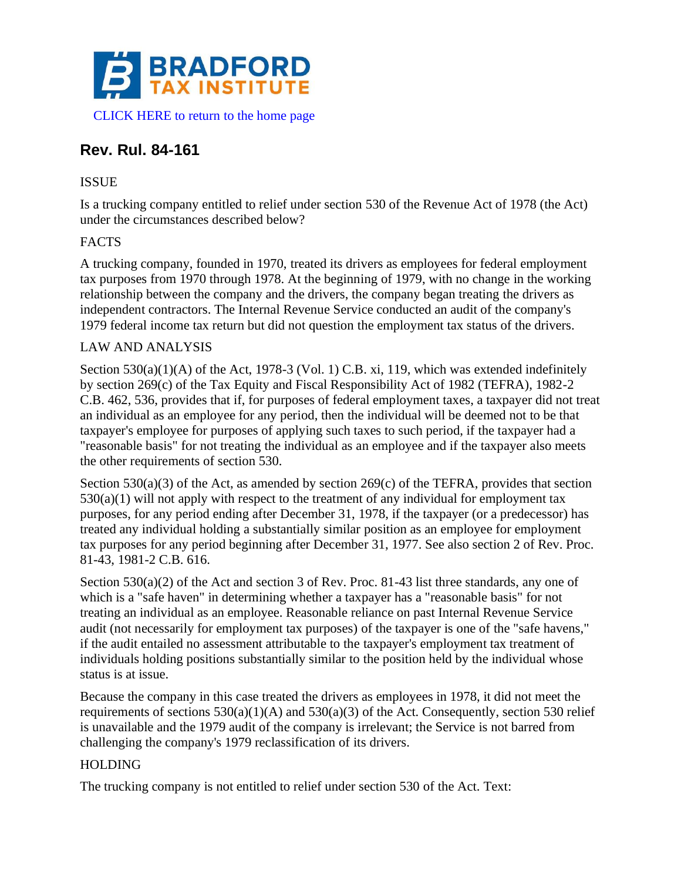BRADFORD TAX INSTITUTE

CLICK HERE to return to the home page

## Rev. Rul. 84-161

ISSUE

Is a trucking company entitled to relief under section 530 of the Revenue Act of 1978 (the Act) under the circumstances described below?

FACTS

A trucking company, founded in 1970, treated its drivers as employees for federal employment tax purposes from 1970 through 1978. At the beginning of 1979, with no change in the working relationship between the company and the drivers, the company began treating the drivers as independent contractors. The Internal Revenue Service conducted an audit of the company's 1979 federal income tax return but did not question the employment tax status of the drivers.

LAW AND ANALYSIS

Section 530(a)(1)(A) of the Act, 1978-3 (Vol. 1) C.B. xi, 119, which was extended indefinitely by section 269(c) of the Tax Equity and Fiscal Responsibility Act of 1982 (TEFRA), 1982-2 C.B. 462, 536, provides that if, for purposes of federal employment taxes, a taxpayer did not treat an individual as an employee for any period, then the individual will be deemed not to be that taxpayer's employee for purposes of applying such taxes to such period, if the taxpayer had a "reasonable basis" for not treating the individual as an employee and if the taxpayer also meets the other requirements of section 530.

Section 530(a)(3) of the Act, as amended by section 269(c) of the TEFRA, provides that section 530(a)(1) will not apply with respect to the treatment of any individual for employment tax purposes, for any period ending after December 31, 1978, if the taxpayer (or a predecessor) has treated any individual holding a substantially similar position as an employee for employment tax purposes for any period beginning after December 31, 1977. See also section 2 of Rev. Proc. 81-43, 1981-2 C.B. 616.

Section 530(a)(2) of the Act and section 3 of Rev. Proc. 81-43 list three standards, any one of which is a "safe haven" in determining whether a taxpayer has a "reasonable basis" for not treating an individual as an employee. Reasonable reliance on past Internal Revenue Service audit (not necessarily for employment tax purposes) of the taxpayer is one of the "safe havens," if the audit entailed no assessment attributable to the taxpayer's employment tax treatment of individuals holding positions substantially similar to the position held by the individual whose status is at issue.

Because the company in this case treated the drivers as employees in 1978, it did not meet the requirements of sections 530(a)(1)(A) and 530(a)(3) of the Act. Consequently, section 530 relief is unavailable and the 1979 audit of the company is irrelevant; the Service is not barred from challenging the company's 1979 reclassification of its drivers.

HOLDING

The trucking company is not entitled to relief under section 530 of the Act. Text: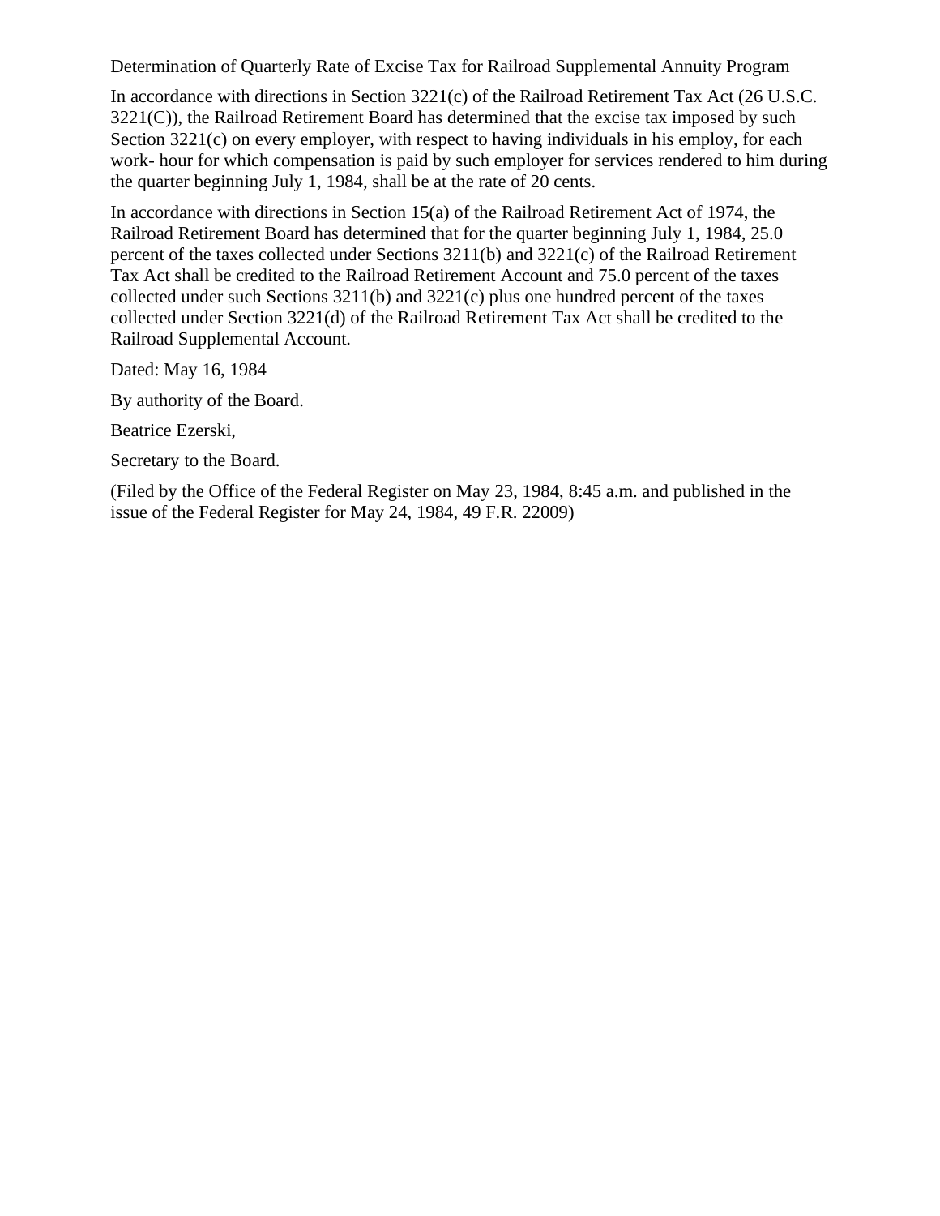Determination of Quarterly Rate of Excise Tax for Railroad Supplemental Annuity Program

In accordance with directions in Section 3221(c) of the Railroad Retirement Tax Act (26 U.S.C. 3221(C)), the Railroad Retirement Board has determined that the excise tax imposed by such Section 3221(c) on every employer, with respect to having individuals in his employ, for each work- hour for which compensation is paid by such employer for services rendered to him during the quarter beginning July 1, 1984, shall be at the rate of 20 cents.

In accordance with directions in Section 15(a) of the Railroad Retirement Act of 1974, the Railroad Retirement Board has determined that for the quarter beginning July 1, 1984, 25.0 percent of the taxes collected under Sections 3211(b) and 3221(c) of the Railroad Retirement Tax Act shall be credited to the Railroad Retirement Account and 75.0 percent of the taxes collected under such Sections 3211(b) and 3221(c) plus one hundred percent of the taxes collected under Section 3221(d) of the Railroad Retirement Tax Act shall be credited to the Railroad Supplemental Account.

Dated: May 16, 1984

By authority of the Board.

Beatrice Ezerski,

Secretary to the Board.

(Filed by the Office of the Federal Register on May 23, 1984, 8:45 a.m. and published in the issue of the Federal Register for May 24, 1984, 49 F.R. 22009)